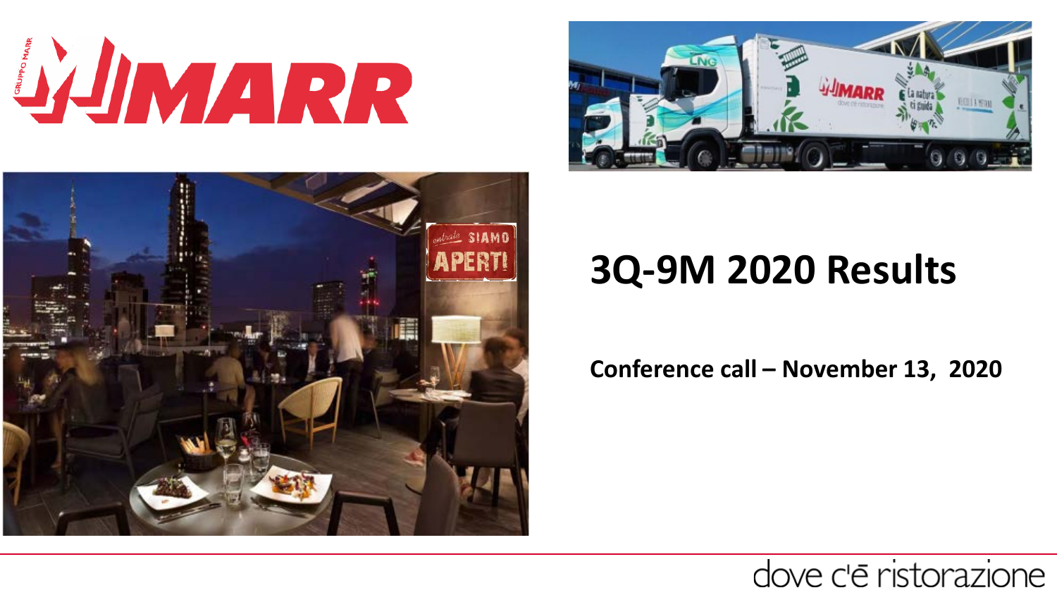# 3Q-9M 2020 Results

**Conference call – November 13, 2020**

dove c'ē ristorazione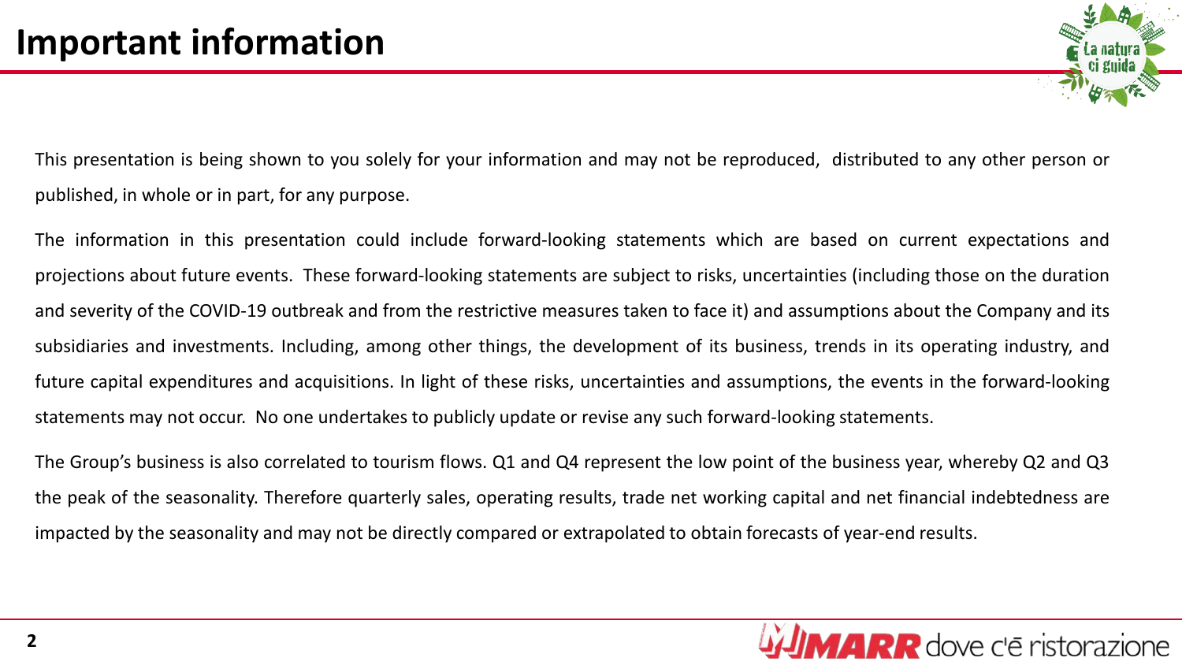# Important information

This presentation is being shown to you solely for your information and may not be reproduced, distributed to any other person or published, in whole or in part, for any purpose.

The information in this presentation could include forward-looking statements which are based on current expectations and projections about future events. These forward-looking statements are subject to risks, uncertainties (including those on the duration and severity of the COVID-19 outbreak and from the restrictive measures taken to face it) and assumptions about the Company and its subsidiaries and investments. Including, among other things, the development of its business, trends in its operating industry, and future capital expenditures and acquisitions. In light of these risks, uncertainties and assumptions, the events in the forward-looking statements may not occur. No one undertakes to publicly update or revise any such forward-looking statements.

The Group's business is also correlated to tourism flows. Q1 and Q4 represent the low point of the business year, whereby Q2 and Q3 the peak of the seasonality. Therefore quarterly sales, operating results, trade net working capital and net financial indebtedness are impacted by the seasonality and may not be directly compared or extrapolated to obtain forecasts of year-end results.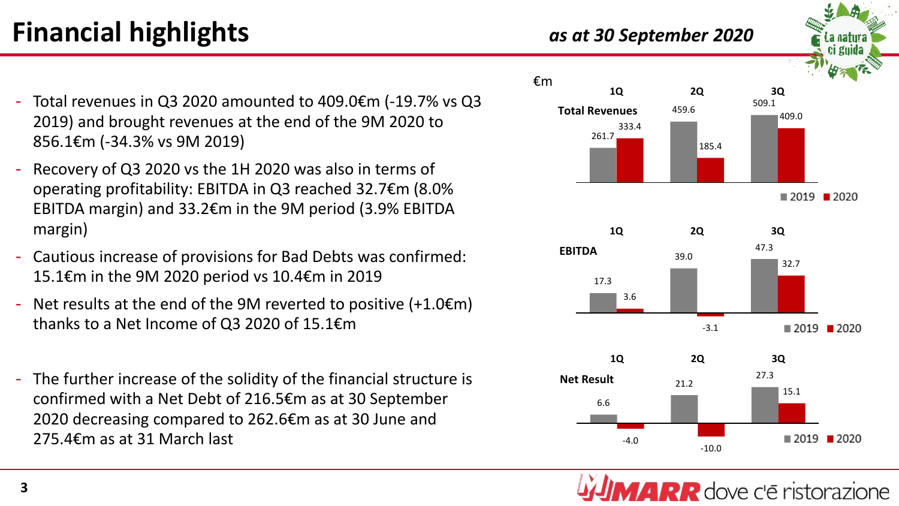# Financial highlights

*as at 30 September 2020*

- Total revenues in Q3 2020 amounted to 409.0€m (-19.7% vs Q3 2019) and brought revenues at the end of the 9M 2020 to 856.1€m (-34.3% vs 9M 2019)
- Recovery of Q3 2020 vs the 1H 2020 was also in terms of operating profitability: EBITDA in Q3 reached 32.7€m (8.0% EBITDA margin) and 33.2€m in the 9M period (3.9% EBITDA margin)
- Cautious increase of provisions for Bad Debts was confirmed: 15.1€m in the 9M 2020 period vs 10.4€m in 2019
- Net results at the end of the 9M reverted to positive (+1.0€m) thanks to a Net Income of Q3 2020 of 15.1€m
- The further increase of the solidity of the financial structure is confirmed with a Net Debt of 216.5€m as at 30 September 2020 decreasing compared to 262.6€m as at 30 June and 275.4€m as at 31 March last

€m

| | 1Q 2019 | 1Q 2020 | 2Q 2019 | 2Q 2020 | 3Q 2019 | 3Q 2020 |
|---|---|---|---|---|---|---|
| Total Revenues | 261.7 | 333.4 | 459.6 | 185.4 | 509.1 | 409.0 |
| EBITDA | 17.3 | 3.6 | 39.0 | -3.1 | 47.3 | 32.7 |
| Net Result | 6.6 | -4.0 | 21.2 | -10.0 | 27.3 | 15.1 |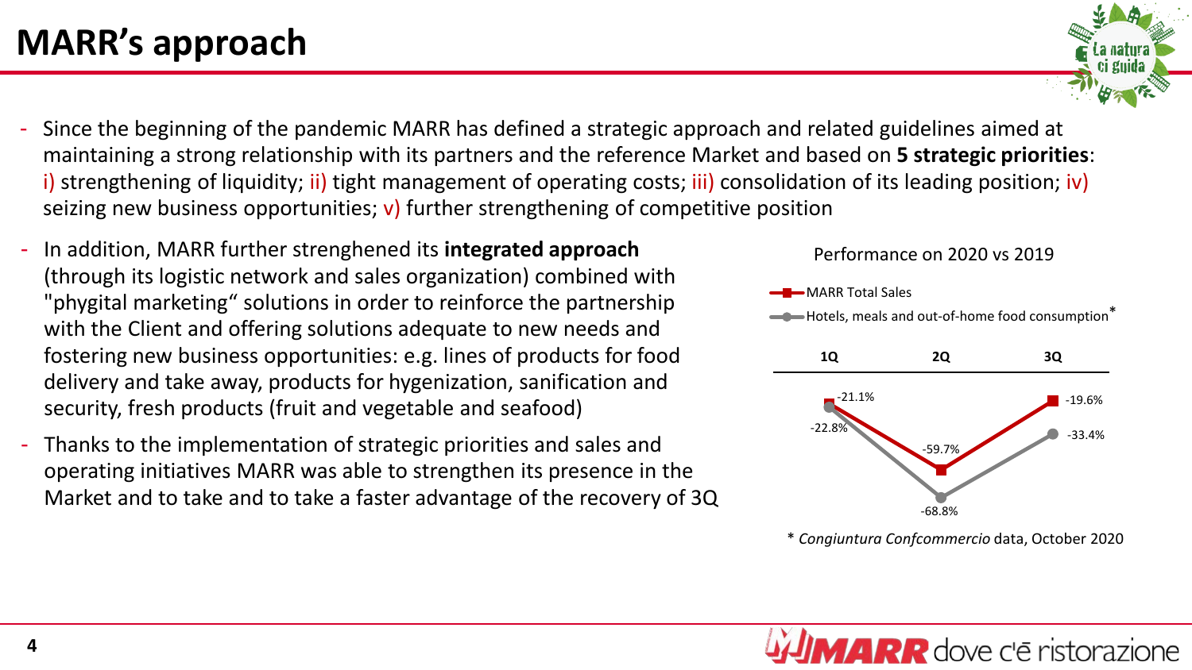# MARR's approach

- Since the beginning of the pandemic MARR has defined a strategic approach and related guidelines aimed at maintaining a strong relationship with its partners and the reference Market and based on **5 strategic priorities**: i) strengthening of liquidity; ii) tight management of operating costs; iii) consolidation of its leading position; iv) seizing new business opportunities; v) further strengthening of competitive position
- In addition, MARR further strenghened its **integrated approach** (through its logistic network and sales organization) combined with "phygital marketing" solutions in order to reinforce the partnership with the Client and offering solutions adequate to new needs and fostering new business opportunities: e.g. lines of products for food delivery and take away, products for hygenization, sanification and security, fresh products (fruit and vegetable and seafood)
- Thanks to the implementation of strategic priorities and sales and operating initiatives MARR was able to strengthen its presence in the Market and to take and to take a faster advantage of the recovery of 3Q

Performance on 2020 vs 2019

| | 1Q | 2Q | 3Q |
|---|---|---|---|
| MARR Total Sales | -21.1% | -59.7% | -19.6% |
| Hotels, meals and out-of-home food consumption* | -22.8% | -68.8% | -33.4% |

\* *Congiuntura Confcommercio* data, October 2020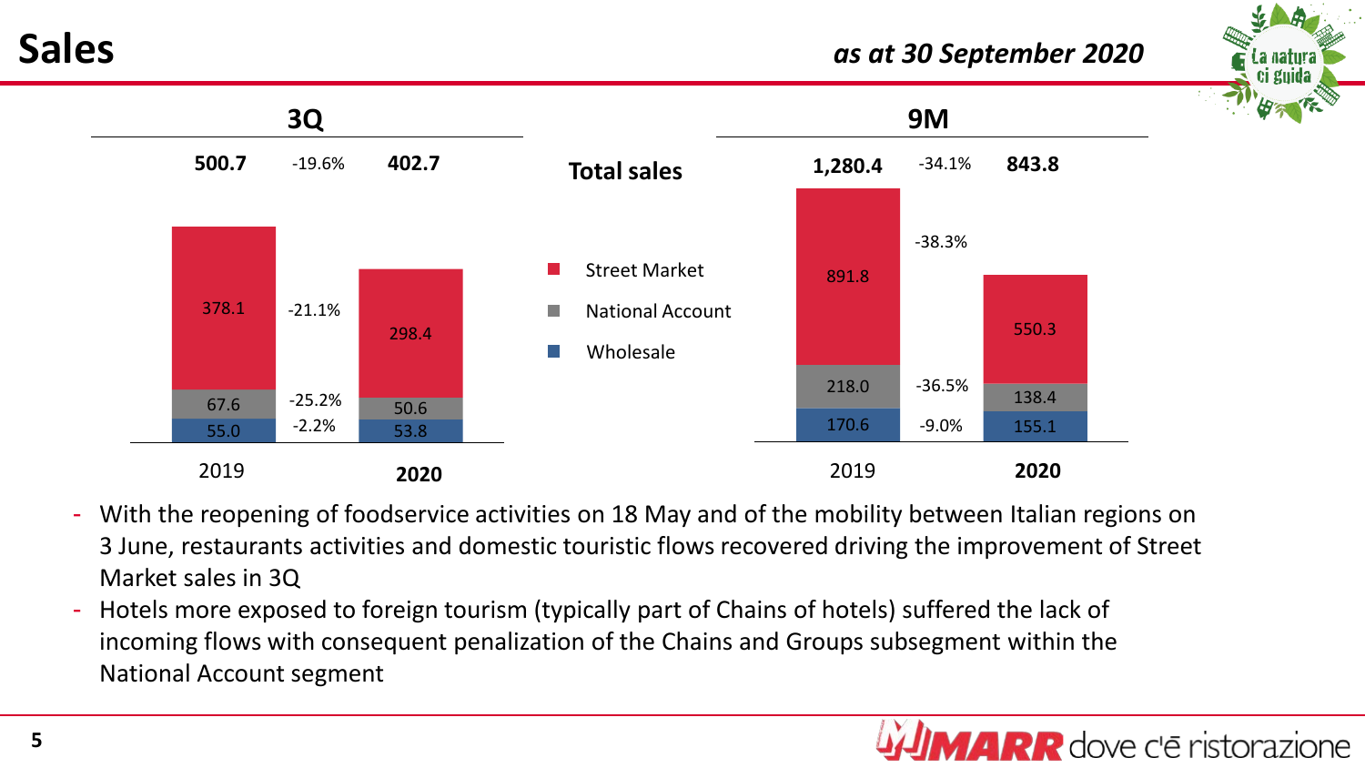# Sales

*as at 30 September 2020*

## Total sales

| | 3Q 2019 | Δ % | 3Q 2020 | 9M 2019 | Δ % | 9M 2020 |
|---|---|---|---|---|---|---|
| **Total sales** | **500.7** | -19.6% | **402.7** | **1,280.4** | -34.1% | **843.8** |
| Street Market | 378.1 | -21.1% | 298.4 | 891.8 | -38.3% | 550.3 |
| National Account | 67.6 | -25.2% | 50.6 | 218.0 | -36.5% | 138.4 |
| Wholesale | 55.0 | -2.2% | 53.8 | 170.6 | -9.0% | 155.1 |

- With the reopening of foodservice activities on 18 May and of the mobility between Italian regions on 3 June, restaurants activities and domestic touristic flows recovered driving the improvement of Street Market sales in 3Q
- Hotels more exposed to foreign tourism (typically part of Chains of hotels) suffered the lack of incoming flows with consequent penalization of the Chains and Groups subsegment within the National Account segment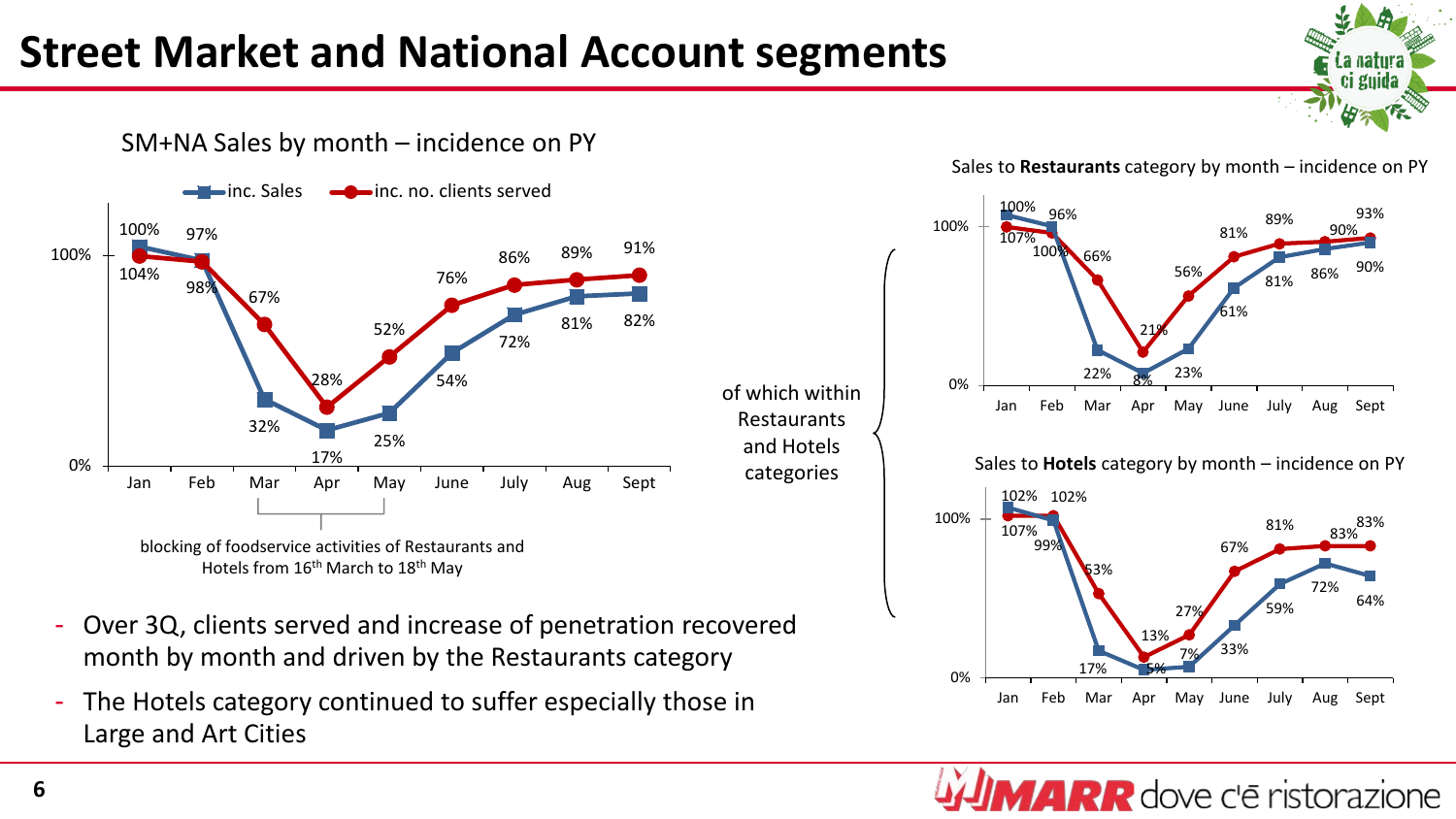# Street Market and National Account segments

SM+NA Sales by month – incidence on PY

| | Jan | Feb | Mar | Apr | May | June | July | Aug | Sept |
|---|---|---|---|---|---|---|---|---|---|
| inc. Sales | 104% | 98% | 32% | 17% | 25% | 54% | 72% | 81% | 82% |
| inc. no. clients served | 100% | 97% | 67% | 28% | 52% | 76% | 86% | 89% | 91% |

blocking of foodservice activities of Restaurants and Hotels from 16th March to 18th May

of which within Restaurants and Hotels categories

Sales to **Restaurants** category by month – incidence on PY

| | Jan | Feb | Mar | Apr | May | June | July | Aug | Sept |
|---|---|---|---|---|---|---|---|---|---|
| inc. Sales | 107% | 100% | 22% | 8% | 23% | 61% | 81% | 86% | 90% |
| inc. no. clients served | 100% | 96% | 66% | 21% | 56% | 81% | 89% | 90% | 93% |

Sales to **Hotels** category by month – incidence on PY

| | Jan | Feb | Mar | Apr | May | June | July | Aug | Sept |
|---|---|---|---|---|---|---|---|---|---|
| inc. Sales | 107% | 99% | 17% | 5% | 7% | 33% | 59% | 72% | 64% |
| inc. no. clients served | 102% | 102% | 53% | 13% | 27% | 67% | 81% | 83% | 83% |

- Over 3Q, clients served and increase of penetration recovered month by month and driven by the Restaurants category
- The Hotels category continued to suffer especially those in Large and Art Cities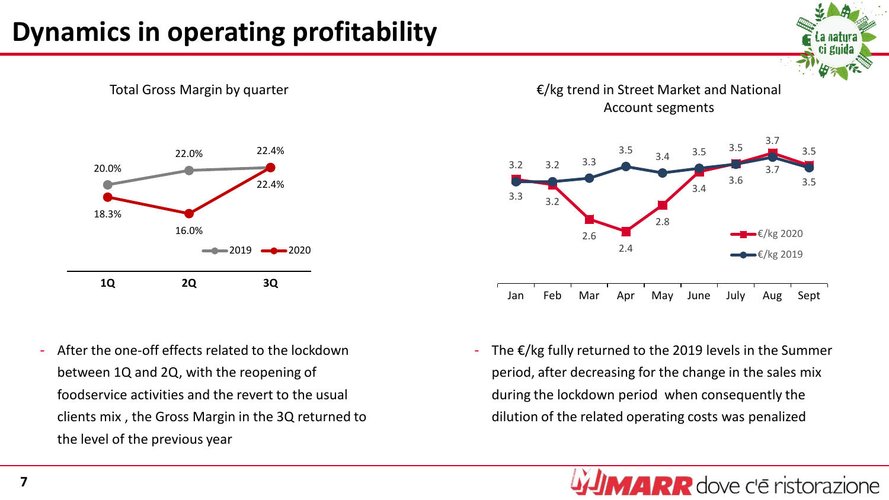# Dynamics in operating profitability

**Total Gross Margin by quarter**

| | 1Q | 2Q | 3Q |
|---|---|---|---|
| 2019 | 20.0% | 22.0% | 22.4% |
| 2020 | 18.3% | 16.0% | 22.4% |

**€/kg trend in Street Market and National Account segments**

| | Jan | Feb | Mar | Apr | May | June | July | Aug | Sept |
|---|---|---|---|---|---|---|---|---|---|
| €/kg 2020 | 3.3 | 3.2 | 2.6 | 2.4 | 2.8 | 3.4 | 3.6 | 3.7 | 3.5 |
| €/kg 2019 | 3.2 | 3.2 | 3.3 | 3.5 | 3.4 | 3.5 | 3.5 | 3.7 | 3.5 |

- After the one-off effects related to the lockdown between 1Q and 2Q, with the reopening of foodservice activities and the revert to the usual clients mix , the Gross Margin in the 3Q returned to the level of the previous year

- The €/kg fully returned to the 2019 levels in the Summer period, after decreasing for the change in the sales mix during the lockdown period when consequently the dilution of the related operating costs was penalized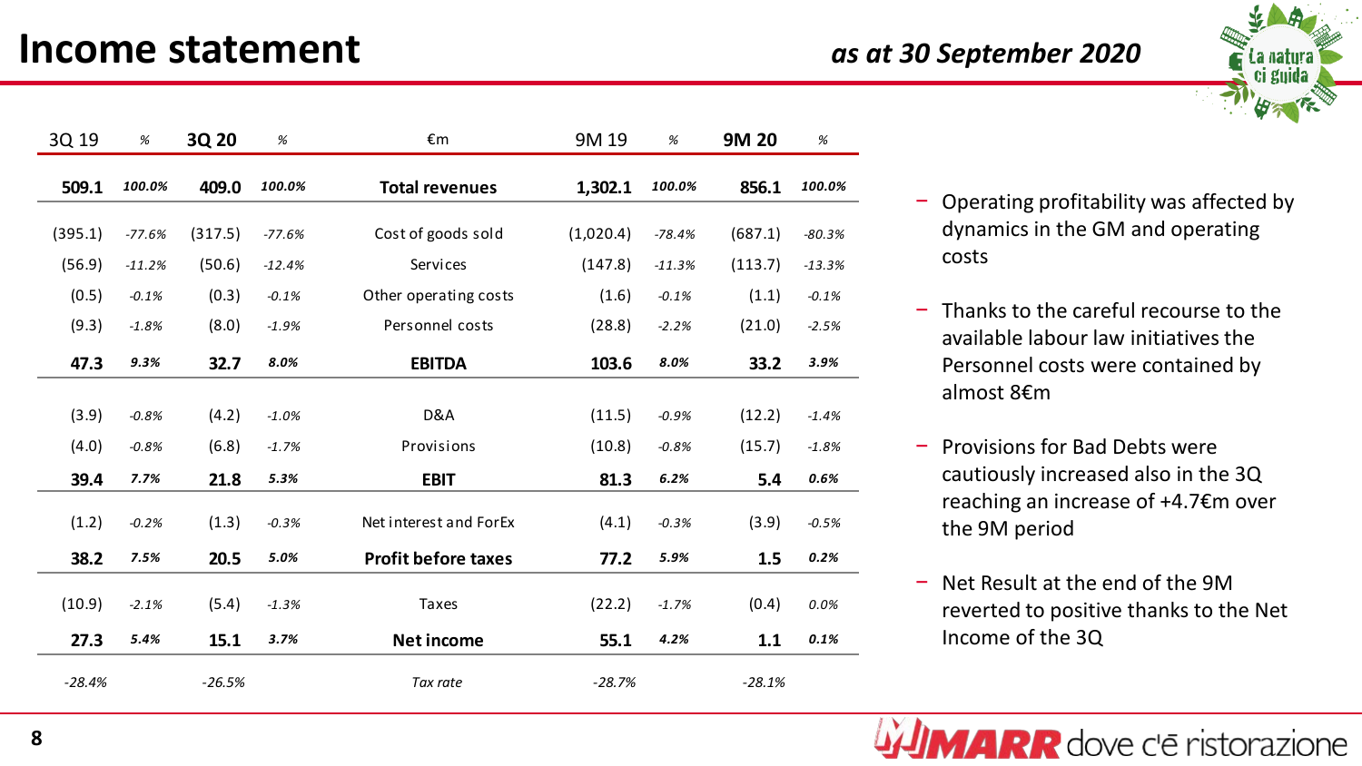# Income statement

*as at 30 September 2020*

| 3Q 19 | % | 3Q 20 | % | €m | 9M 19 | % | 9M 20 | % |
|---|---|---|---|---|---|---|---|---|
| **509.1** | ***100.0%*** | **409.0** | ***100.0%*** | **Total revenues** | **1,302.1** | ***100.0%*** | **856.1** | ***100.0%*** |
| (395.1) | *-77.6%* | (317.5) | *-77.6%* | Cost of goods sold | (1,020.4) | *-78.4%* | (687.1) | *-80.3%* |
| (56.9) | *-11.2%* | (50.6) | *-12.4%* | Services | (147.8) | *-11.3%* | (113.7) | *-13.3%* |
| (0.5) | *-0.1%* | (0.3) | *-0.1%* | Other operating costs | (1.6) | *-0.1%* | (1.1) | *-0.1%* |
| (9.3) | *-1.8%* | (8.0) | *-1.9%* | Personnel costs | (28.8) | *-2.2%* | (21.0) | *-2.5%* |
| **47.3** | ***9.3%*** | **32.7** | ***8.0%*** | **EBITDA** | **103.6** | ***8.0%*** | **33.2** | ***3.9%*** |
| (3.9) | *-0.8%* | (4.2) | *-1.0%* | D&A | (11.5) | *-0.9%* | (12.2) | *-1.4%* |
| (4.0) | *-0.8%* | (6.8) | *-1.7%* | Provisions | (10.8) | *-0.8%* | (15.7) | *-1.8%* |
| **39.4** | ***7.7%*** | **21.8** | ***5.3%*** | **EBIT** | **81.3** | ***6.2%*** | **5.4** | ***0.6%*** |
| (1.2) | *-0.2%* | (1.3) | *-0.3%* | Net interest and ForEx | (4.1) | *-0.3%* | (3.9) | *-0.5%* |
| **38.2** | ***7.5%*** | **20.5** | ***5.0%*** | **Profit before taxes** | **77.2** | ***5.9%*** | **1.5** | ***0.2%*** |
| (10.9) | *-2.1%* | (5.4) | *-1.3%* | Taxes | (22.2) | *-1.7%* | (0.4) | *0.0%* |
| **27.3** | ***5.4%*** | **15.1** | ***3.7%*** | **Net income** | **55.1** | ***4.2%*** | **1.1** | ***0.1%*** |
| *-28.4%* | | *-26.5%* | | *Tax rate* | *-28.7%* | | *-28.1%* | |

- Operating profitability was affected by dynamics in the GM and operating costs
- Thanks to the careful recourse to the available labour law initiatives the Personnel costs were contained by almost 8€m
- Provisions for Bad Debts were cautiously increased also in the 3Q reaching an increase of +4.7€m over the 9M period
- Net Result at the end of the 9M reverted to positive thanks to the Net Income of the 3Q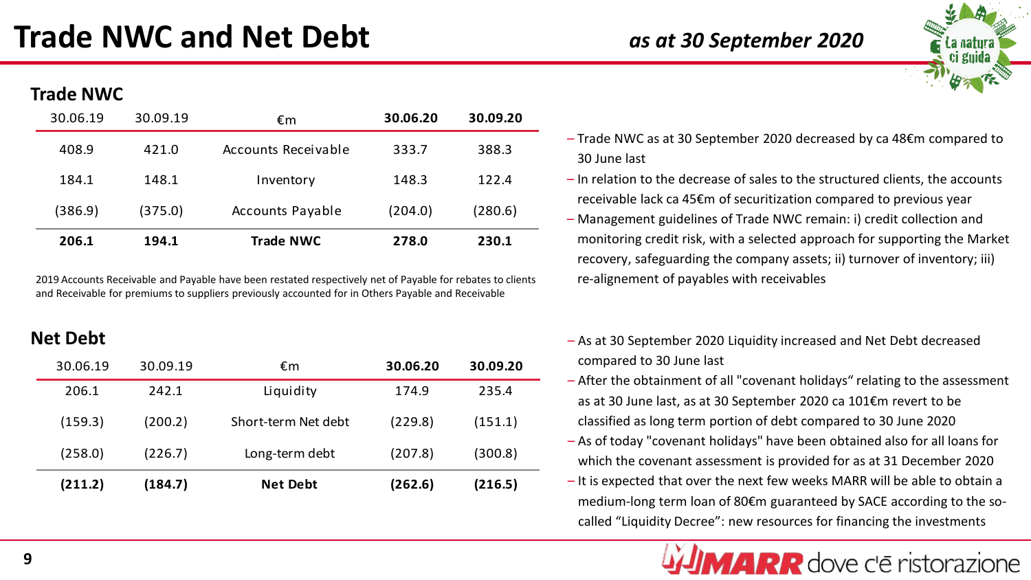# Trade NWC and Net Debt

*as at 30 September 2020*

## Trade NWC

| 30.06.19 | 30.09.19 | €m | **30.06.20** | **30.09.20** |
|---|---|---|---|---|
| 408.9 | 421.0 | Accounts Receivable | 333.7 | 388.3 |
| 184.1 | 148.1 | Inventory | 148.3 | 122.4 |
| (386.9) | (375.0) | Accounts Payable | (204.0) | (280.6) |
| **206.1** | **194.1** | **Trade NWC** | **278.0** | **230.1** |

2019 Accounts Receivable and Payable have been restated respectively net of Payable for rebates to clients and Receivable for premiums to suppliers previously accounted for in Others Payable and Receivable

- Trade NWC as at 30 September 2020 decreased by ca 48€m compared to 30 June last
- In relation to the decrease of sales to the structured clients, the accounts receivable lack ca 45€m of securitization compared to previous year
- Management guidelines of Trade NWC remain: i) credit collection and monitoring credit risk, with a selected approach for supporting the Market recovery, safeguarding the company assets; ii) turnover of inventory; iii) re-alignement of payables with receivables

## Net Debt

| 30.06.19 | 30.09.19 | €m | **30.06.20** | **30.09.20** |
|---|---|---|---|---|
| 206.1 | 242.1 | Liquidity | 174.9 | 235.4 |
| (159.3) | (200.2) | Short-term Net debt | (229.8) | (151.1) |
| (258.0) | (226.7) | Long-term debt | (207.8) | (300.8) |
| **(211.2)** | **(184.7)** | **Net Debt** | **(262.6)** | **(216.5)** |

- As at 30 September 2020 Liquidity increased and Net Debt decreased compared to 30 June last
- After the obtainment of all "covenant holidays" relating to the assessment as at 30 June last, as at 30 September 2020 ca 101€m revert to be classified as long term portion of debt compared to 30 June 2020
- As of today "covenant holidays" have been obtained also for all loans for which the covenant assessment is provided for as at 31 December 2020
- It is expected that over the next few weeks MARR will be able to obtain a medium-long term loan of 80€m guaranteed by SACE according to the so-called "Liquidity Decree": new resources for financing the investments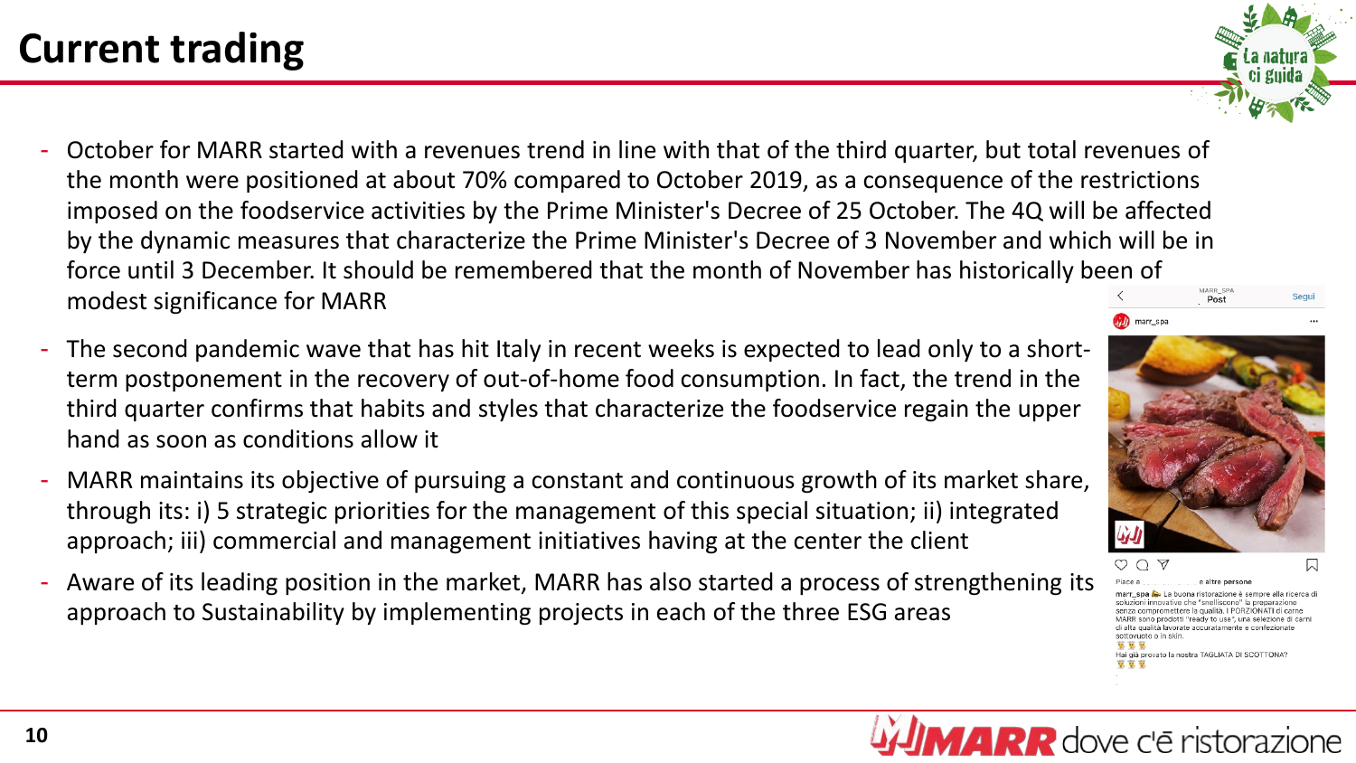# Current trading

- October for MARR started with a revenues trend in line with that of the third quarter, but total revenues of the month were positioned at about 70% compared to October 2019, as a consequence of the restrictions imposed on the foodservice activities by the Prime Minister's Decree of 25 October. The 4Q will be affected by the dynamic measures that characterize the Prime Minister's Decree of 3 November and which will be in force until 3 December. It should be remembered that the month of November has historically been of modest significance for MARR
- The second pandemic wave that has hit Italy in recent weeks is expected to lead only to a short-term postponement in the recovery of out-of-home food consumption. In fact, the trend in the third quarter confirms that habits and styles that characterize the foodservice regain the upper hand as soon as conditions allow it
- MARR maintains its objective of pursuing a constant and continuous growth of its market share, through its: i) 5 strategic priorities for the management of this special situation; ii) integrated approach; iii) commercial and management initiatives having at the center the client
- Aware of its leading position in the market, MARR has also started a process of strengthening its approach to Sustainability by implementing projects in each of the three ESG areas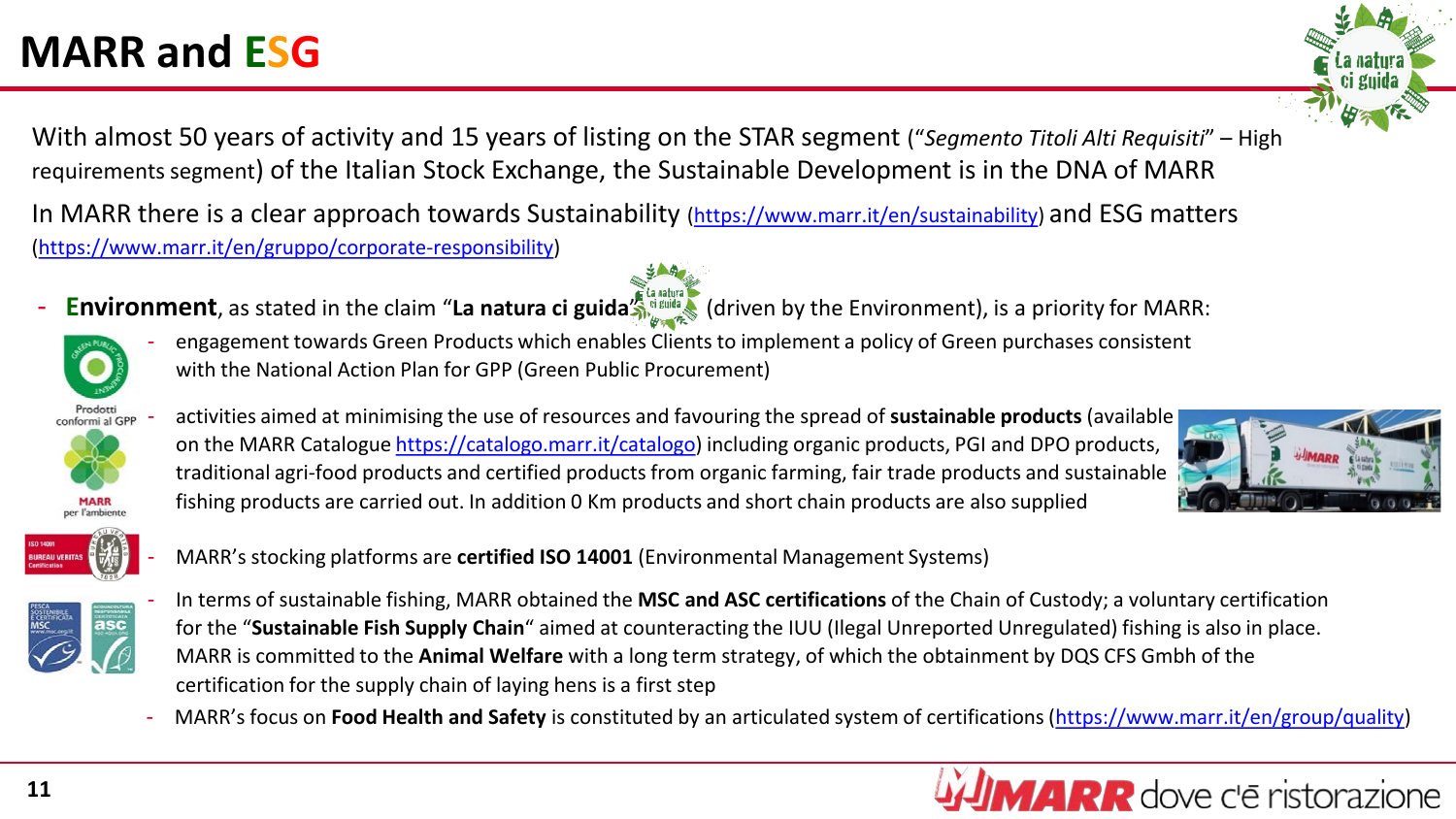# MARR and ESG

With almost 50 years of activity and 15 years of listing on the STAR segment (*"Segmento Titoli Alti Requisiti"* – High requirements segment) of the Italian Stock Exchange, the Sustainable Development is in the DNA of MARR

In MARR there is a clear approach towards Sustainability (https://www.marr.it/en/sustainability) and ESG matters (https://www.marr.it/en/gruppo/corporate-responsibility)

- **Environment**, as stated in the claim "**La natura ci guida**" (driven by the Environment), is a priority for MARR:
  - engagement towards Green Products which enables Clients to implement a policy of Green purchases consistent with the National Action Plan for GPP (Green Public Procurement)
  - activities aimed at minimising the use of resources and favouring the spread of **sustainable products** (available on the MARR Catalogue https://catalogo.marr.it/catalogo) including organic products, PGI and DPO products, traditional agri-food products and certified products from organic farming, fair trade products and sustainable fishing products are carried out. In addition 0 Km products and short chain products are also supplied
  - MARR's stocking platforms are **certified ISO 14001** (Environmental Management Systems)
  - In terms of sustainable fishing, MARR obtained the **MSC and ASC certifications** of the Chain of Custody; a voluntary certification for the "**Sustainable Fish Supply Chain**" aimed at counteracting the IUU (Ilegal Unreported Unregulated) fishing is also in place. MARR is committed to the **Animal Welfare** with a long term strategy, of which the obtainment by DQS CFS Gmbh of the certification for the supply chain of laying hens is a first step
  - MARR's focus on **Food Health and Safety** is constituted by an articulated system of certifications (https://www.marr.it/en/group/quality)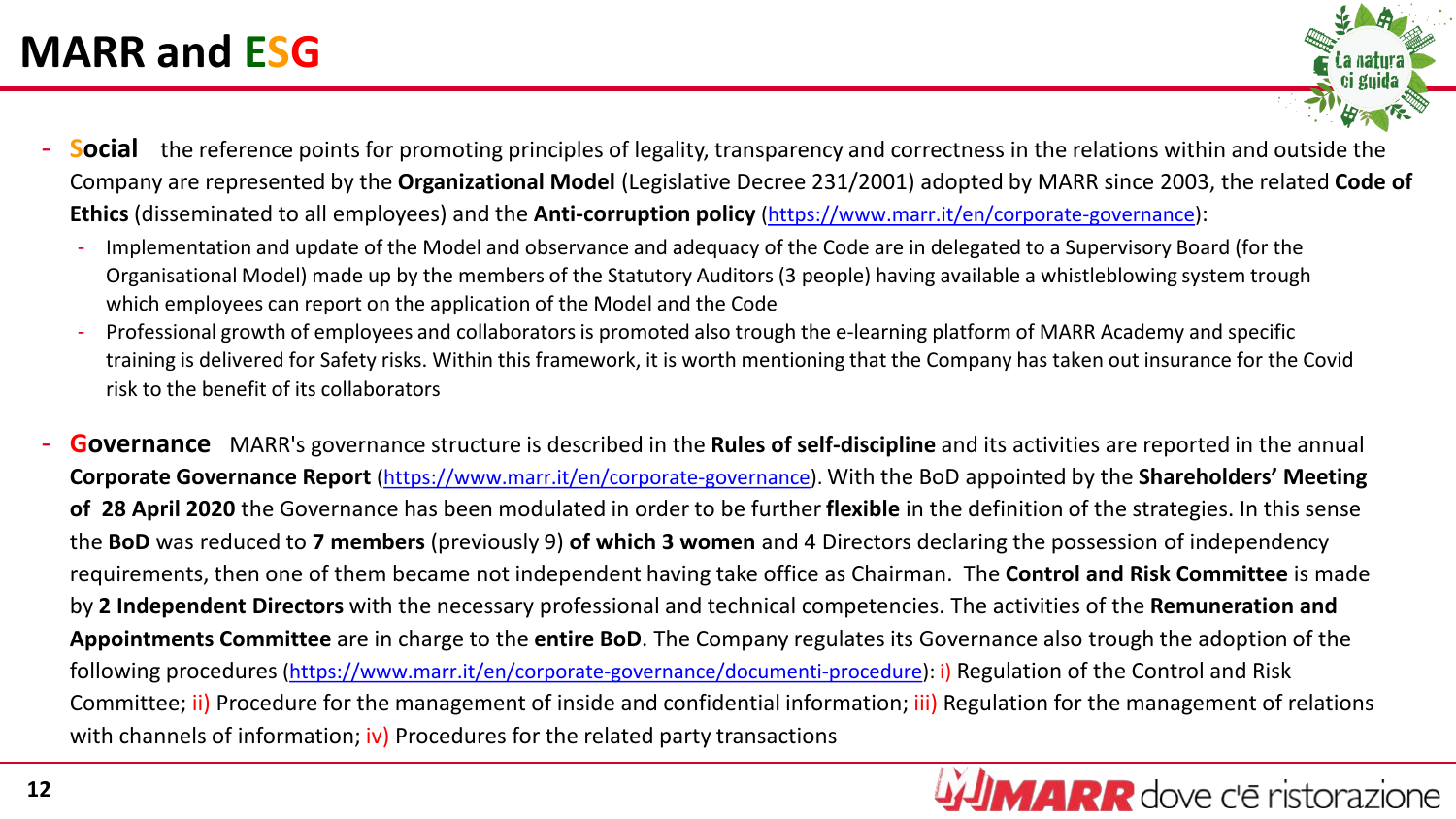# MARR and ESG

- **Social** the reference points for promoting principles of legality, transparency and correctness in the relations within and outside the Company are represented by the **Organizational Model** (Legislative Decree 231/2001) adopted by MARR since 2003, the related **Code of Ethics** (disseminated to all employees) and the **Anti-corruption policy** (https://www.marr.it/en/corporate-governance):
  - Implementation and update of the Model and observance and adequacy of the Code are in delegated to a Supervisory Board (for the Organisational Model) made up by the members of the Statutory Auditors (3 people) having available a whistleblowing system trough which employees can report on the application of the Model and the Code
  - Professional growth of employees and collaborators is promoted also trough the e-learning platform of MARR Academy and specific training is delivered for Safety risks. Within this framework, it is worth mentioning that the Company has taken out insurance for the Covid risk to the benefit of its collaborators

- **Governance** MARR's governance structure is described in the **Rules of self-discipline** and its activities are reported in the annual **Corporate Governance Report** (https://www.marr.it/en/corporate-governance). With the BoD appointed by the **Shareholders' Meeting of 28 April 2020** the Governance has been modulated in order to be further **flexible** in the definition of the strategies. In this sense the **BoD** was reduced to **7 members** (previously 9) **of which 3 women** and 4 Directors declaring the possession of independency requirements, then one of them became not independent having take office as Chairman. The **Control and Risk Committee** is made by **2 Independent Directors** with the necessary professional and technical competencies. The activities of the **Remuneration and Appointments Committee** are in charge to the **entire BoD**. The Company regulates its Governance also trough the adoption of the following procedures (https://www.marr.it/en/corporate-governance/documenti-procedure): i) Regulation of the Control and Risk Committee; ii) Procedure for the management of inside and confidential information; iii) Regulation for the management of relations with channels of information; iv) Procedures for the related party transactions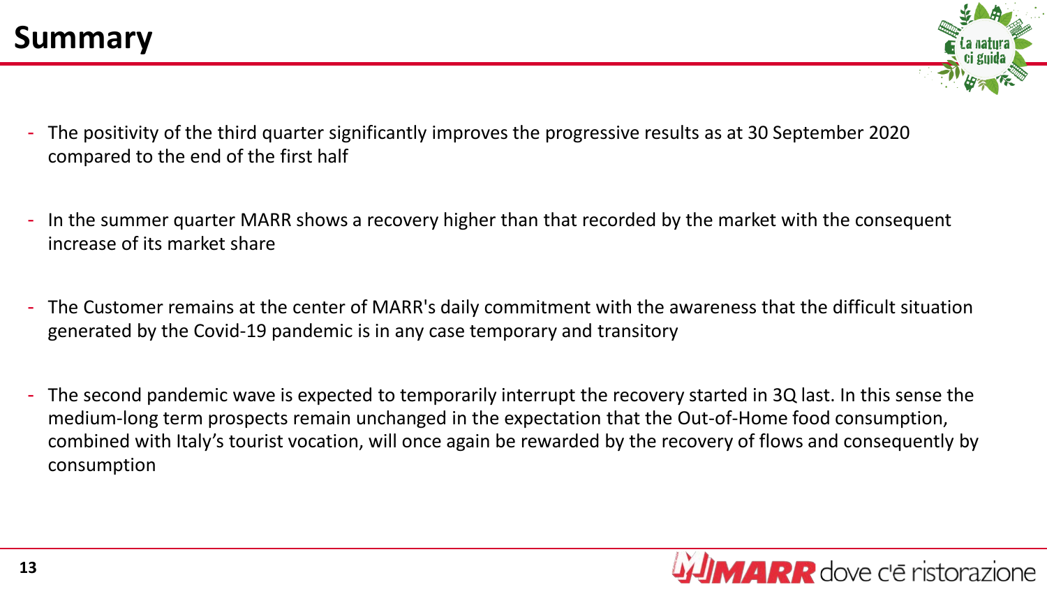# Summary

- The positivity of the third quarter significantly improves the progressive results as at 30 September 2020 compared to the end of the first half

- In the summer quarter MARR shows a recovery higher than that recorded by the market with the consequent increase of its market share

- The Customer remains at the center of MARR's daily commitment with the awareness that the difficult situation generated by the Covid-19 pandemic is in any case temporary and transitory

- The second pandemic wave is expected to temporarily interrupt the recovery started in 3Q last. In this sense the medium-long term prospects remain unchanged in the expectation that the Out-of-Home food consumption, combined with Italy's tourist vocation, will once again be rewarded by the recovery of flows and consequently by consumption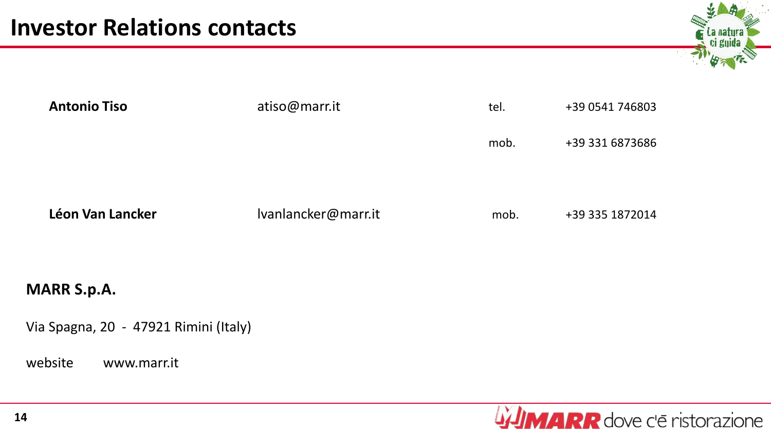# Investor Relations contacts

| | | | |
|---|---|---|---|
| **Antonio Tiso** | atiso@marr.it | tel. | +39 0541 746803 |
| | | mob. | +39 331 6873686 |
| **Léon Van Lancker** | lvanlancker@marr.it | mob. | +39 335 1872014 |

**MARR S.p.A.**

Via Spagna, 20 - 47921 Rimini (Italy)

website www.marr.it